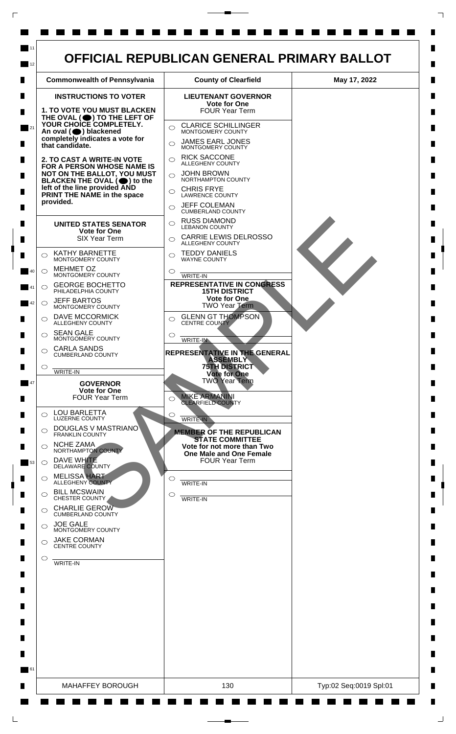# OFFICIAL REPUBLICAN GENERAL PRIMARY BALLOT

| Commonwealth of Pennsylvania | County of Clearfield | May 17, 2022 |
| --- | --- | --- |

## INSTRUCTIONS TO VOTER

**1. TO VOTE YOU MUST BLACKEN THE OVAL (⬤) TO THE LEFT OF YOUR CHOICE COMPLETELY. An oval (⬤) blackened completely indicates a vote for that candidate.**

**2. TO CAST A WRITE-IN VOTE FOR A PERSON WHOSE NAME IS NOT ON THE BALLOT, YOU MUST BLACKEN THE OVAL (⬤) to the left of the line provided AND PRINT THE NAME in the space provided.**

### UNITED STATES SENATOR
**Vote for One**
SIX Year Term

- ○ KATHY BARNETTE — MONTGOMERY COUNTY
- ○ MEHMET OZ — MONTGOMERY COUNTY
- ○ GEORGE BOCHETTO — PHILADELPHIA COUNTY
- ○ JEFF BARTOS — MONTGOMERY COUNTY
- ○ DAVE MCCORMICK — ALLEGHENY COUNTY
- ○ SEAN GALE — MONTGOMERY COUNTY
- ○ CARLA SANDS — CUMBERLAND COUNTY
- ○ ________ WRITE-IN

### GOVERNOR
**Vote for One**
FOUR Year Term

- ○ LOU BARLETTA — LUZERNE COUNTY
- ○ DOUGLAS V MASTRIANO — FRANKLIN COUNTY
- ○ NCHE ZAMA — NORTHAMPTON COUNTY
- ○ DAVE WHITE — DELAWARE COUNTY
- ○ MELISSA HART — ALLEGHENY COUNTY
- ○ BILL MCSWAIN — CHESTER COUNTY
- ○ CHARLIE GEROW — CUMBERLAND COUNTY
- ○ JOE GALE — MONTGOMERY COUNTY
- ○ JAKE CORMAN — CENTRE COUNTY
- ○ ________ WRITE-IN

### LIEUTENANT GOVERNOR
**Vote for One**
FOUR Year Term

- ○ CLARICE SCHILLINGER — MONTGOMERY COUNTY
- ○ JAMES EARL JONES — MONTGOMERY COUNTY
- ○ RICK SACCONE — ALLEGHENY COUNTY
- ○ JOHN BROWN — NORTHAMPTON COUNTY
- ○ CHRIS FRYE — LAWRENCE COUNTY
- ○ JEFF COLEMAN — CUMBERLAND COUNTY
- ○ RUSS DIAMOND — LEBANON COUNTY
- ○ CARRIE LEWIS DELROSSO — ALLEGHENY COUNTY
- ○ TEDDY DANIELS — WAYNE COUNTY
- ○ ________ WRITE-IN

### REPRESENTATIVE IN CONGRESS 15TH DISTRICT
**Vote for One**
TWO Year Term

- ○ GLENN GT THOMPSON — CENTRE COUNTY
- ○ ________ WRITE-IN

### REPRESENTATIVE IN THE GENERAL ASSEMBLY 75TH DISTRICT
**Vote for One**
TWO Year Term

- ○ MIKE ARMANINI — CLEARFIELD COUNTY
- ○ ________ WRITE-IN

### MEMBER OF THE REPUBLICAN STATE COMMITTEE
**Vote for not more than Two One Male and One Female**
FOUR Year Term

- ○ ________ WRITE-IN
- ○ ________ WRITE-IN

SAMPLE

| MAHAFFEY BOROUGH | 130 | Typ:02 Seq:0019 Spl:01 |
| --- | --- | --- |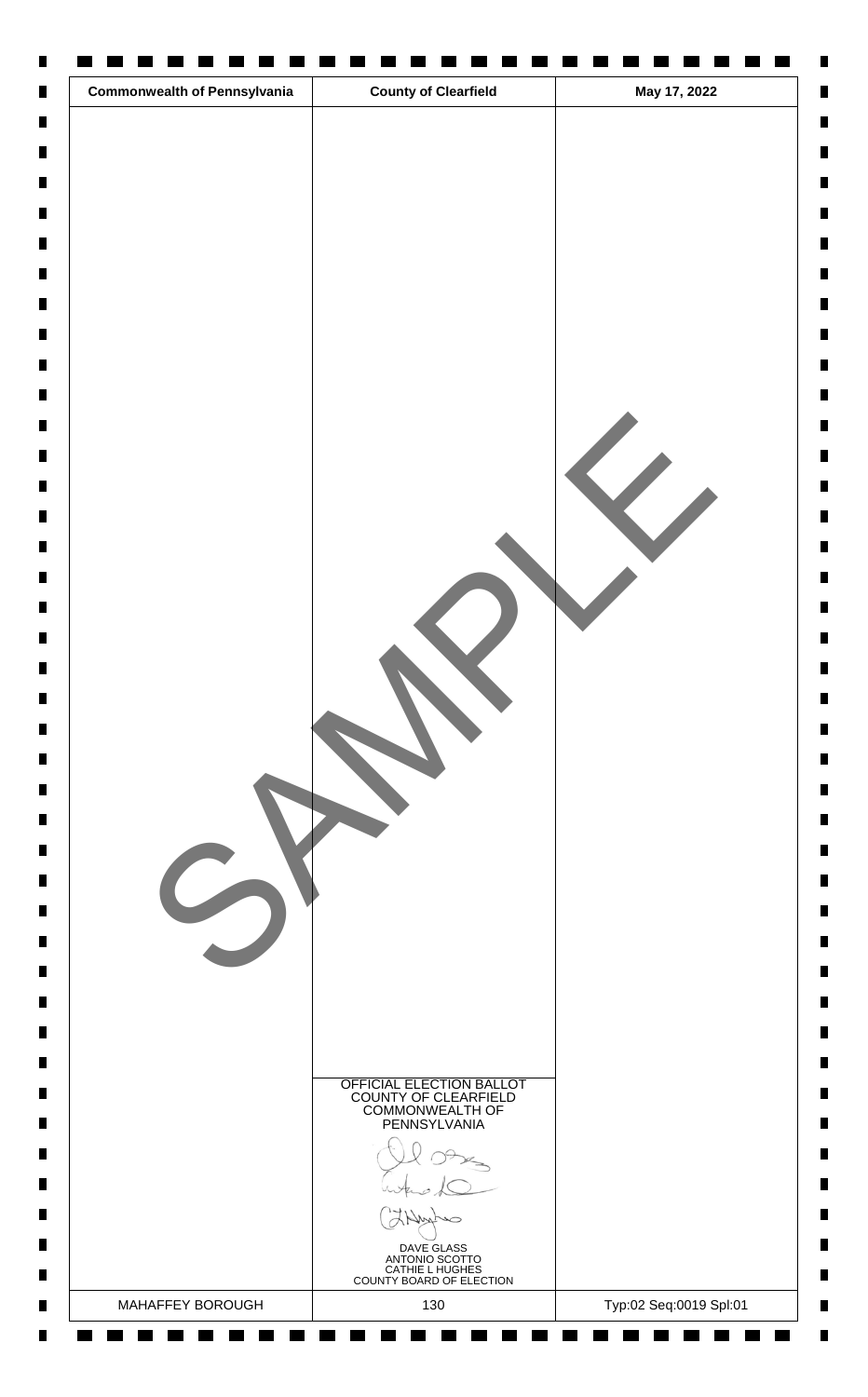| Commonwealth of Pennsylvania | County of Clearfield | May 17, 2022 |
|---|---|---|
| | OFFICIAL ELECTION BALLOT<br>COUNTY OF CLEARFIELD<br>COMMONWEALTH OF PENNSYLVANIA<br><br>DAVE GLASS<br>ANTONIO SCOTTO<br>CATHIE L HUGHES<br>COUNTY BOARD OF ELECTION | |
| MAHAFFEY BOROUGH | 130 | Typ:02 Seq:0019 Spl:01 |

SAMPLE